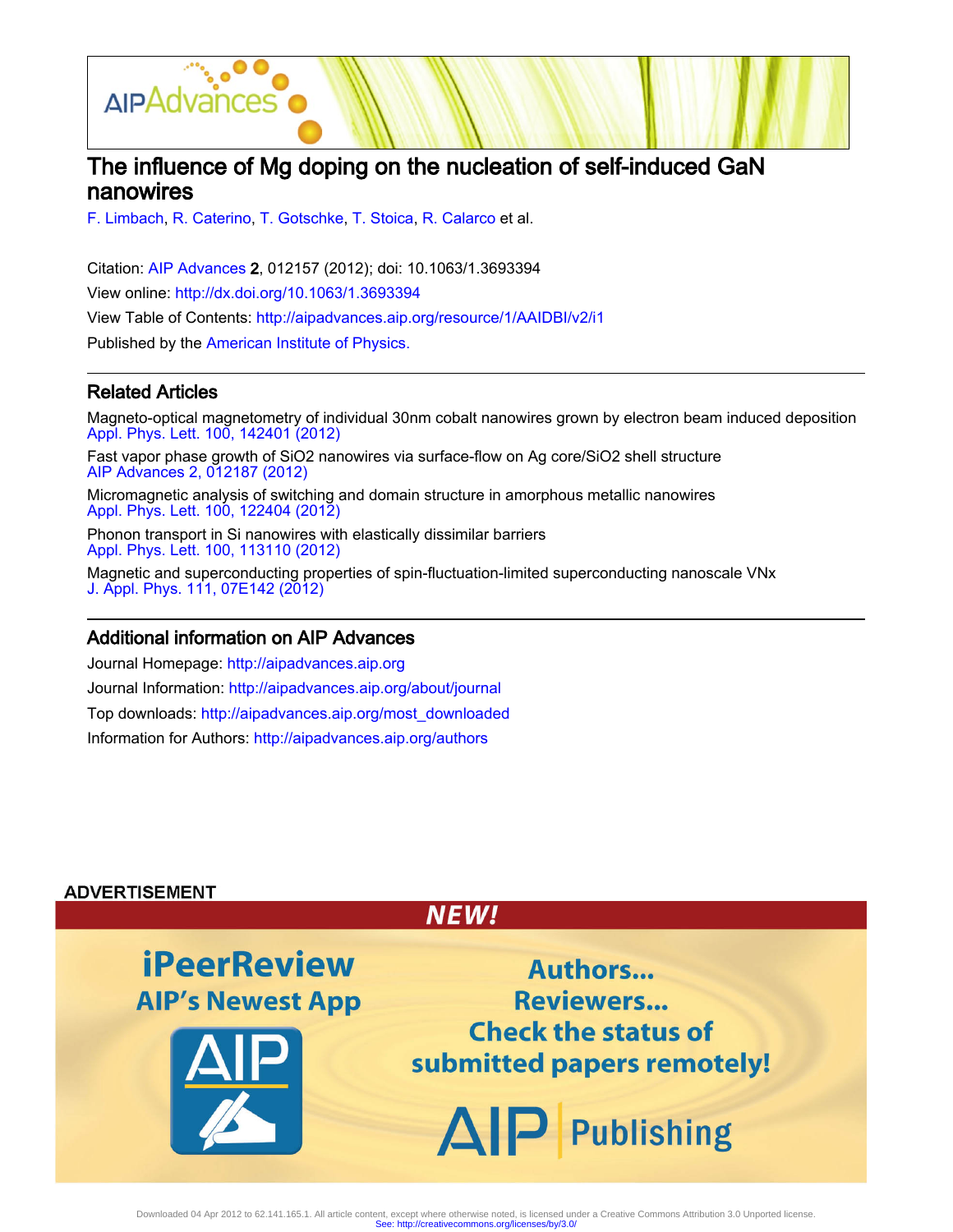# The influence of Mg doping on the nucleation of self-induced GaN nanowires

F. Limbach, R. Caterino, T. Gotschke, T. Stoica, R. Calarco et al.

Citation: AIP Advances **2**, 012157 (2012); doi: 10.1063/1.3693394

View online: http://dx.doi.org/10.1063/1.3693394

View Table of Contents: http://aipadvances.aip.org/resource/1/AAIDBI/v2/i1

Published by the American Institute of Physics.

## Related Articles

Magneto-optical magnetometry of individual 30nm cobalt nanowires grown by electron beam induced deposition
Appl. Phys. Lett. 100, 142401 (2012)

Fast vapor phase growth of SiO2 nanowires via surface-flow on Ag core/SiO2 shell structure
AIP Advances 2, 012187 (2012)

Micromagnetic analysis of switching and domain structure in amorphous metallic nanowires
Appl. Phys. Lett. 100, 122404 (2012)

Phonon transport in Si nanowires with elastically dissimilar barriers
Appl. Phys. Lett. 100, 113110 (2012)

Magnetic and superconducting properties of spin-fluctuation-limited superconducting nanoscale VNx
J. Appl. Phys. 111, 07E142 (2012)

## Additional information on AIP Advances

Journal Homepage: http://aipadvances.aip.org

Journal Information: http://aipadvances.aip.org/about/journal

Top downloads: http://aipadvances.aip.org/most_downloaded

Information for Authors: http://aipadvances.aip.org/authors

ADVERTISEMENT

NEW!

iPeerReview
AIP's Newest App

Authors...
Reviewers...
Check the status of submitted papers remotely!

AIP Publishing

Downloaded 04 Apr 2012 to 62.141.165.1. All article content, except where otherwise noted, is licensed under a Creative Commons Attribution 3.0 Unported license.
See: http://creativecommons.org/licenses/by/3.0/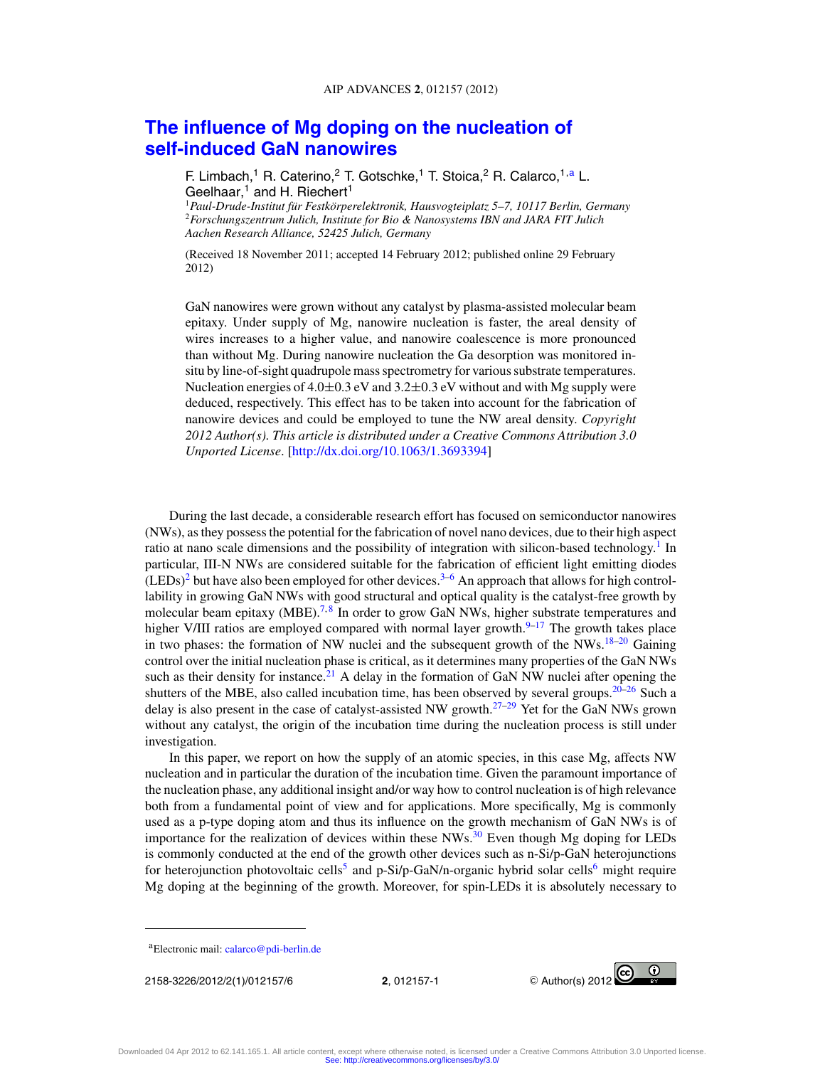# The influence of Mg doping on the nucleation of self-induced GaN nanowires

F. Limbach,[1] R. Caterino,[2] T. Gotschke,[1] T. Stoica,[2] R. Calarco,[1,a] L. Geelhaar,[1] and H. Riechert[1]

[1]*Paul-Drude-Institut für Festkörperelektronik, Hausvogteiplatz 5–7, 10117 Berlin, Germany*
[2]*Forschungszentrum Julich, Institute for Bio & Nanosystems IBN and JARA FIT Julich Aachen Research Alliance, 52425 Julich, Germany*

(Received 18 November 2011; accepted 14 February 2012; published online 29 February 2012)

GaN nanowires were grown without any catalyst by plasma-assisted molecular beam epitaxy. Under supply of Mg, nanowire nucleation is faster, the areal density of wires increases to a higher value, and nanowire coalescence is more pronounced than without Mg. During nanowire nucleation the Ga desorption was monitored in-situ by line-of-sight quadrupole mass spectrometry for various substrate temperatures. Nucleation energies of 4.0±0.3 eV and 3.2±0.3 eV without and with Mg supply were deduced, respectively. This effect has to be taken into account for the fabrication of nanowire devices and could be employed to tune the NW areal density. *Copyright 2012 Author(s). This article is distributed under a Creative Commons Attribution 3.0 Unported License*. [http://dx.doi.org/10.1063/1.3693394]

During the last decade, a considerable research effort has focused on semiconductor nanowires (NWs), as they possess the potential for the fabrication of novel nano devices, due to their high aspect ratio at nano scale dimensions and the possibility of integration with silicon-based technology.[1] In particular, III-N NWs are considered suitable for the fabrication of efficient light emitting diodes (LEDs)[2] but have also been employed for other devices.[3–6] An approach that allows for high controllability in growing GaN NWs with good structural and optical quality is the catalyst-free growth by molecular beam epitaxy (MBE).[7,8] In order to grow GaN NWs, higher substrate temperatures and higher V/III ratios are employed compared with normal layer growth.[9–17] The growth takes place in two phases: the formation of NW nuclei and the subsequent growth of the NWs.[18–20] Gaining control over the initial nucleation phase is critical, as it determines many properties of the GaN NWs such as their density for instance.[21] A delay in the formation of GaN NW nuclei after opening the shutters of the MBE, also called incubation time, has been observed by several groups.[20–26] Such a delay is also present in the case of catalyst-assisted NW growth.[27–29] Yet for the GaN NWs grown without any catalyst, the origin of the incubation time during the nucleation process is still under investigation.

In this paper, we report on how the supply of an atomic species, in this case Mg, affects NW nucleation and in particular the duration of the incubation time. Given the paramount importance of the nucleation phase, any additional insight and/or way how to control nucleation is of high relevance both from a fundamental point of view and for applications. More specifically, Mg is commonly used as a p-type doping atom and thus its influence on the growth mechanism of GaN NWs is of importance for the realization of devices within these NWs.[30] Even though Mg doping for LEDs is commonly conducted at the end of the growth other devices such as n-Si/p-GaN heterojunctions for heterojunction photovoltaic cells[5] and p-Si/p-GaN/n-organic hybrid solar cells[6] might require Mg doping at the beginning of the growth. Moreover, for spin-LEDs it is absolutely necessary to

[a]Electronic mail: calarco@pdi-berlin.de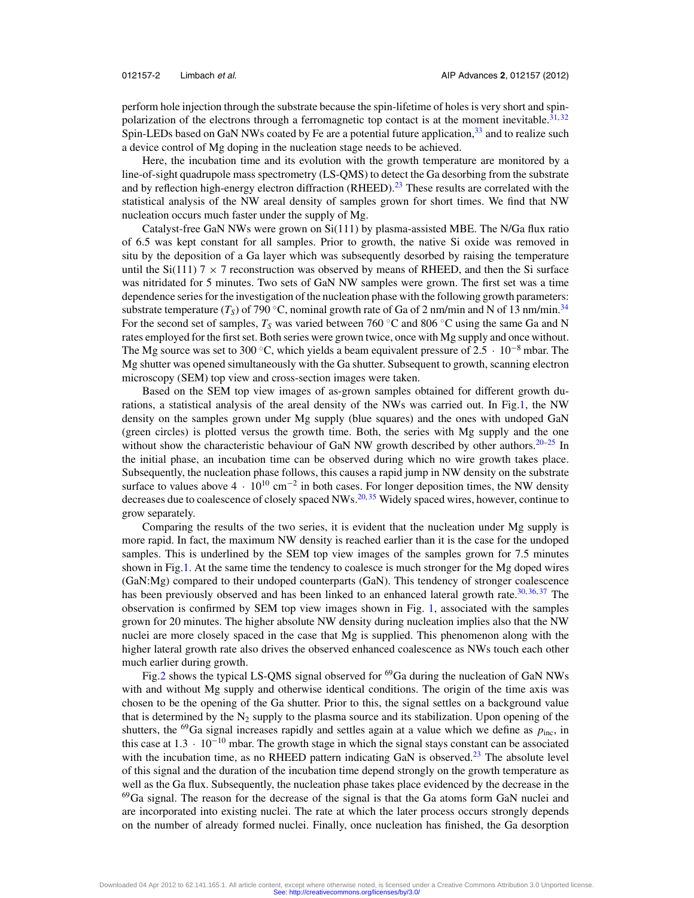perform hole injection through the substrate because the spin-lifetime of holes is very short and spin-polarization of the electrons through a ferromagnetic top contact is at the moment inevitable.[31,32] Spin-LEDs based on GaN NWs coated by Fe are a potential future application,[33] and to realize such a device control of Mg doping in the nucleation stage needs to be achieved.

Here, the incubation time and its evolution with the growth temperature are monitored by a line-of-sight quadrupole mass spectrometry (LS-QMS) to detect the Ga desorbing from the substrate and by reflection high-energy electron diffraction (RHEED).[23] These results are correlated with the statistical analysis of the NW areal density of samples grown for short times. We find that NW nucleation occurs much faster under the supply of Mg.

Catalyst-free GaN NWs were grown on Si(111) by plasma-assisted MBE. The N/Ga flux ratio of 6.5 was kept constant for all samples. Prior to growth, the native Si oxide was removed in situ by the deposition of a Ga layer which was subsequently desorbed by raising the temperature until the Si(111) $7 \times 7$ reconstruction was observed by means of RHEED, and then the Si surface was nitridated for 5 minutes. Two sets of GaN NW samples were grown. The first set was a time dependence series for the investigation of the nucleation phase with the following growth parameters: substrate temperature ($T_S$) of 790 °C, nominal growth rate of Ga of 2 nm/min and N of 13 nm/min.[34] For the second set of samples, $T_S$ was varied between 760 °C and 806 °C using the same Ga and N rates employed for the first set. Both series were grown twice, once with Mg supply and once without. The Mg source was set to 300 °C, which yields a beam equivalent pressure of $2.5 \cdot 10^{-8}$ mbar. The Mg shutter was opened simultaneously with the Ga shutter. Subsequent to growth, scanning electron microscopy (SEM) top view and cross-section images were taken.

Based on the SEM top view images of as-grown samples obtained for different growth durations, a statistical analysis of the areal density of the NWs was carried out. In Fig.1, the NW density on the samples grown under Mg supply (blue squares) and the ones with undoped GaN (green circles) is plotted versus the growth time. Both, the series with Mg supply and the one without show the characteristic behaviour of GaN NW growth described by other authors.[20–25] In the initial phase, an incubation time can be observed during which no wire growth takes place. Subsequently, the nucleation phase follows, this causes a rapid jump in NW density on the substrate surface to values above $4 \cdot 10^{10}$ cm$^{-2}$ in both cases. For longer deposition times, the NW density decreases due to coalescence of closely spaced NWs.[20,35] Widely spaced wires, however, continue to grow separately.

Comparing the results of the two series, it is evident that the nucleation under Mg supply is more rapid. In fact, the maximum NW density is reached earlier than it is the case for the undoped samples. This is underlined by the SEM top view images of the samples grown for 7.5 minutes shown in Fig.1. At the same time the tendency to coalesce is much stronger for the Mg doped wires (GaN:Mg) compared to their undoped counterparts (GaN). This tendency of stronger coalescence has been previously observed and has been linked to an enhanced lateral growth rate.[30,36,37] The observation is confirmed by SEM top view images shown in Fig. 1, associated with the samples grown for 20 minutes. The higher absolute NW density during nucleation implies also that the NW nuclei are more closely spaced in the case that Mg is supplied. This phenomenon along with the higher lateral growth rate also drives the observed enhanced coalescence as NWs touch each other much earlier during growth.

Fig.2 shows the typical LS-QMS signal observed for $^{69}$Ga during the nucleation of GaN NWs with and without Mg supply and otherwise identical conditions. The origin of the time axis was chosen to be the opening of the Ga shutter. Prior to this, the signal settles on a background value that is determined by the $N_2$ supply to the plasma source and its stabilization. Upon opening of the shutters, the $^{69}$Ga signal increases rapidly and settles again at a value which we define as $p_{\mathrm{inc}}$, in this case at $1.3 \cdot 10^{-10}$ mbar. The growth stage in which the signal stays constant can be associated with the incubation time, as no RHEED pattern indicating GaN is observed.[23] The absolute level of this signal and the duration of the incubation time depend strongly on the growth temperature as well as the Ga flux. Subsequently, the nucleation phase takes place evidenced by the decrease in the $^{69}$Ga signal. The reason for the decrease of the signal is that the Ga atoms form GaN nuclei and are incorporated into existing nuclei. The rate at which the later process occurs strongly depends on the number of already formed nuclei. Finally, once nucleation has finished, the Ga desorption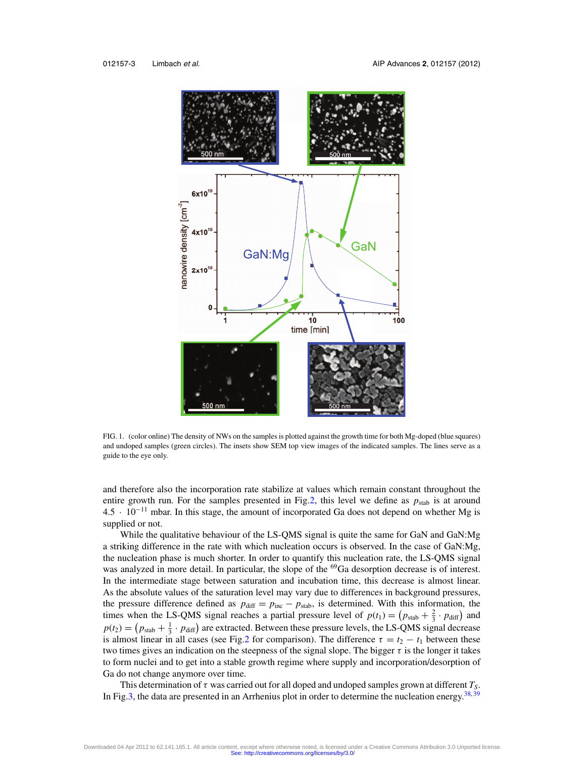FIG. 1. (color online) The density of NWs on the samples is plotted against the growth time for both Mg-doped (blue squares) and undoped samples (green circles). The insets show SEM top view images of the indicated samples. The lines serve as a guide to the eye only.

and therefore also the incorporation rate stabilize at values which remain constant throughout the entire growth run. For the samples presented in Fig.2, this level we define as $p_{stab}$ is at around $4.5 \cdot 10^{-11}$ mbar. In this stage, the amount of incorporated Ga does not depend on whether Mg is supplied or not.

While the qualitative behaviour of the LS-QMS signal is quite the same for GaN and GaN:Mg a striking difference in the rate with which nucleation occurs is observed. In the case of GaN:Mg, the nucleation phase is much shorter. In order to quantify this nucleation rate, the LS-QMS signal was analyzed in more detail. In particular, the slope of the $^{69}$Ga desorption decrease is of interest. In the intermediate stage between saturation and incubation time, this decrease is almost linear. As the absolute values of the saturation level may vary due to differences in background pressures, the pressure difference defined as $p_{diff} = p_{inc} - p_{stab}$, is determined. With this information, the times when the LS-QMS signal reaches a partial pressure level of $p(t_1) = \left(p_{stab} + \frac{2}{3} \cdot p_{diff}\right)$ and $p(t_2) = \left(p_{stab} + \frac{1}{3} \cdot p_{diff}\right)$ are extracted. Between these pressure levels, the LS-QMS signal decrease is almost linear in all cases (see Fig.2 for comparison). The difference $\tau = t_2 - t_1$ between these two times gives an indication on the steepness of the signal slope. The bigger $\tau$ is the longer it takes to form nuclei and to get into a stable growth regime where supply and incorporation/desorption of Ga do not change anymore over time.

This determination of $\tau$ was carried out for all doped and undoped samples grown at different $T_S$. In Fig.3, the data are presented in an Arrhenius plot in order to determine the nucleation energy.[38,39]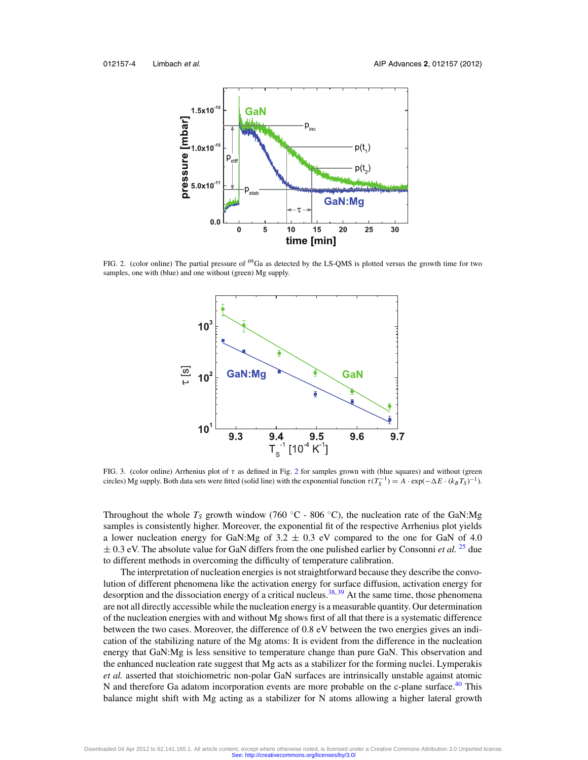FIG. 2. (color online) The partial pressure of $^{69}$Ga as detected by the LS-QMS is plotted versus the growth time for two samples, one with (blue) and one without (green) Mg supply.

FIG. 3. (color online) Arrhenius plot of $\tau$ as defined in Fig. 2 for samples grown with (blue squares) and without (green circles) Mg supply. Both data sets were fitted (solid line) with the exponential function $\tau(T_S^{-1}) = A \cdot \exp(-\Delta E \cdot (k_B T_S)^{-1})$.

Throughout the whole $T_S$ growth window (760 °C - 806 °C), the nucleation rate of the GaN:Mg samples is consistently higher. Moreover, the exponential fit of the respective Arrhenius plot yields a lower nucleation energy for GaN:Mg of 3.2 ± 0.3 eV compared to the one for GaN of 4.0 ± 0.3 eV. The absolute value for GaN differs from the one pulished earlier by Consonni *et al.* [25] due to different methods in overcoming the difficulty of temperature calibration.

The interpretation of nucleation energies is not straightforward because they describe the convolution of different phenomena like the activation energy for surface diffusion, activation energy for desorption and the dissociation energy of a critical nucleus.[38,39] At the same time, those phenomena are not all directly accessible while the nucleation energy is a measurable quantity. Our determination of the nucleation energies with and without Mg shows first of all that there is a systematic difference between the two cases. Moreover, the difference of 0.8 eV between the two energies gives an indication of the stabilizing nature of the Mg atoms: It is evident from the difference in the nucleation energy that GaN:Mg is less sensitive to temperature change than pure GaN. This observation and the enhanced nucleation rate suggest that Mg acts as a stabilizer for the forming nuclei. Lymperakis *et al.* asserted that stoichiometric non-polar GaN surfaces are intrinsically unstable against atomic N and therefore Ga adatom incorporation events are more probable on the c-plane surface.[40] This balance might shift with Mg acting as a stabilizer for N atoms allowing a higher lateral growth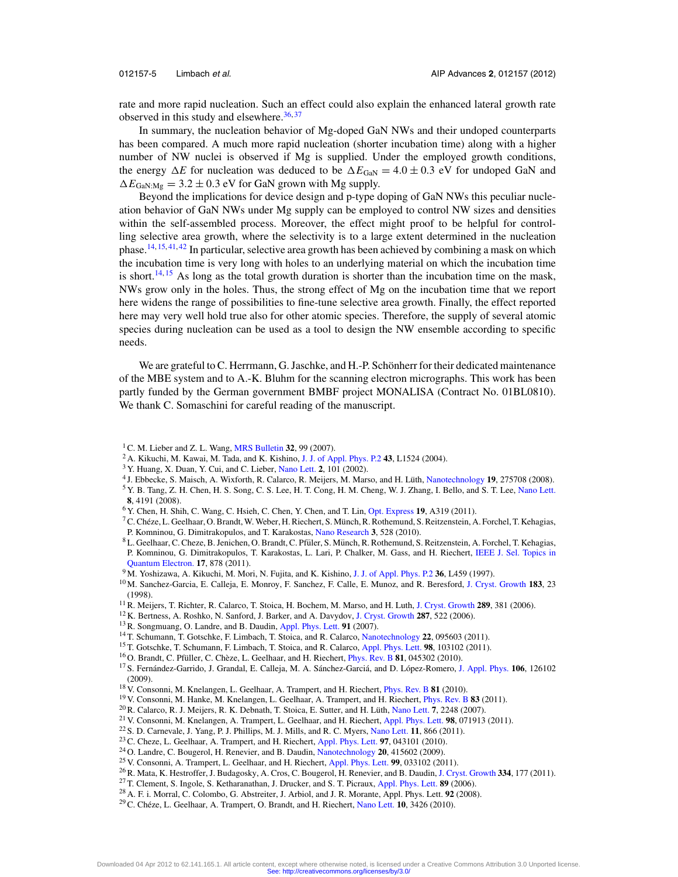rate and more rapid nucleation. Such an effect could also explain the enhanced lateral growth rate observed in this study and elsewhere.[36,37]

In summary, the nucleation behavior of Mg-doped GaN NWs and their undoped counterparts has been compared. A much more rapid nucleation (shorter incubation time) along with a higher number of NW nuclei is observed if Mg is supplied. Under the employed growth conditions, the energy $\Delta E$ for nucleation was deduced to be $\Delta E_{\mathrm{GaN}} = 4.0 \pm 0.3$ eV for undoped GaN and $\Delta E_{\mathrm{GaN:Mg}} = 3.2 \pm 0.3$ eV for GaN grown with Mg supply.

Beyond the implications for device design and p-type doping of GaN NWs this peculiar nucleation behavior of GaN NWs under Mg supply can be employed to control NW sizes and densities within the self-assembled process. Moreover, the effect might proof to be helpful for controlling selective area growth, where the selectivity is to a large extent determined in the nucleation phase.[14,15,41,42] In particular, selective area growth has been achieved by combining a mask on which the incubation time is very long with holes to an underlying material on which the incubation time is short.[14,15] As long as the total growth duration is shorter than the incubation time on the mask, NWs grow only in the holes. Thus, the strong effect of Mg on the incubation time that we report here widens the range of possibilities to fine-tune selective area growth. Finally, the effect reported here may very well hold true also for other atomic species. Therefore, the supply of several atomic species during nucleation can be used as a tool to design the NW ensemble according to specific needs.

We are grateful to C. Herrmann, G. Jaschke, and H.-P. Schönherr for their dedicated maintenance of the MBE system and to A.-K. Bluhm for the scanning electron micrographs. This work has been partly funded by the German government BMBF project MONALISA (Contract No. 01BL0810). We thank C. Somaschini for careful reading of the manuscript.

[1] C. M. Lieber and Z. L. Wang, MRS Bulletin **32**, 99 (2007).
[2] A. Kikuchi, M. Kawai, M. Tada, and K. Kishino, J. J. of Appl. Phys. P.2 **43**, L1524 (2004).
[3] Y. Huang, X. Duan, Y. Cui, and C. Lieber, Nano Lett. **2**, 101 (2002).
[4] J. Ebbecke, S. Maisch, A. Wixforth, R. Calarco, R. Meijers, M. Marso, and H. Lüth, Nanotechnology **19**, 275708 (2008).
[5] Y. B. Tang, Z. H. Chen, H. S. Song, C. S. Lee, H. T. Cong, H. M. Cheng, W. J. Zhang, I. Bello, and S. T. Lee, Nano Lett. **8**, 4191 (2008).
[6] Y. Chen, H. Shih, C. Wang, C. Hsieh, C. Chen, Y. Chen, and T. Lin, Opt. Express **19**, A319 (2011).
[7] C. Chéze, L. Geelhaar, O. Brandt, W. Weber, H. Riechert, S. Münch, R. Rothemund, S. Reitzenstein, A. Forchel, T. Kehagias, P. Komninou, G. Dimitrakopulos, and T. Karakostas, Nano Research **3**, 528 (2010).
[8] L. Geelhaar, C. Cheze, B. Jenichen, O. Brandt, C. Pfüler, S. Münch, R. Rothemund, S. Reitzenstein, A. Forchel, T. Kehagias, P. Komninou, G. Dimitrakopulos, T. Karakostas, L. Lari, P. Chalker, M. Gass, and H. Riechert, IEEE J. Sel. Topics in Quantum Electron. **17**, 878 (2011).
[9] M. Yoshizawa, A. Kikuchi, M. Mori, N. Fujita, and K. Kishino, J. J. of Appl. Phys. P.2 **36**, L459 (1997).
[10] M. Sanchez-Garcia, E. Calleja, E. Monroy, F. Sanchez, F. Calle, E. Munoz, and R. Beresford, J. Cryst. Growth **183**, 23 (1998).
[11] R. Meijers, T. Richter, R. Calarco, T. Stoica, H. Bochem, M. Marso, and H. Luth, J. Cryst. Growth **289**, 381 (2006).
[12] K. Bertness, A. Roshko, N. Sanford, J. Barker, and A. Davydov, J. Cryst. Growth **287**, 522 (2006).
[13] R. Songmuang, O. Landre, and B. Daudin, Appl. Phys. Lett. **91** (2007).
[14] T. Schumann, T. Gotschke, F. Limbach, T. Stoica, and R. Calarco, Nanotechnology **22**, 095603 (2011).
[15] T. Gotschke, T. Schumann, F. Limbach, T. Stoica, and R. Calarco, Appl. Phys. Lett. **98**, 103102 (2011).
[16] O. Brandt, C. Pfüller, C. Chèze, L. Geelhaar, and H. Riechert, Phys. Rev. B **81**, 045302 (2010).
[17] S. Fernández-Garrido, J. Grandal, E. Calleja, M. A. Sánchez-Garciá, and D. López-Romero, J. Appl. Phys. **106**, 126102 (2009).
[18] V. Consonni, M. Knelangen, L. Geelhaar, A. Trampert, and H. Riechert, Phys. Rev. B **81** (2010).
[19] V. Consonni, M. Hanke, M. Knelangen, L. Geelhaar, A. Trampert, and H. Riechert, Phys. Rev. B **83** (2011).
[20] R. Calarco, R. J. Meijers, R. K. Debnath, T. Stoica, E. Sutter, and H. Lüth, Nano Lett. **7**, 2248 (2007).
[21] V. Consonni, M. Knelangen, A. Trampert, L. Geelhaar, and H. Riechert, Appl. Phys. Lett. **98**, 071913 (2011).
[22] S. D. Carnevale, J. Yang, P. J. Phillips, M. J. Mills, and R. C. Myers, Nano Lett. **11**, 866 (2011).
[23] C. Cheze, L. Geelhaar, A. Trampert, and H. Riechert, Appl. Phys. Lett. **97**, 043101 (2010).
[24] O. Landre, C. Bougerol, H. Renevier, and B. Daudin, Nanotechnology **20**, 415602 (2009).
[25] V. Consonni, A. Trampert, L. Geelhaar, and H. Riechert, Appl. Phys. Lett. **99**, 033102 (2011).
[26] R. Mata, K. Hestroffer, J. Budagosky, A. Cros, C. Bougerol, H. Renevier, and B. Daudin, J. Cryst. Growth **334**, 177 (2011).
[27] T. Clement, S. Ingole, S. Ketharanathan, J. Drucker, and S. T. Picraux, Appl. Phys. Lett. **89** (2006).
[28] A. F. i. Morral, C. Colombo, G. Abstreiter, J. Arbiol, and J. R. Morante, Appl. Phys. Lett. **92** (2008).
[29] C. Chéze, L. Geelhaar, A. Trampert, O. Brandt, and H. Riechert, Nano Lett. **10**, 3426 (2010).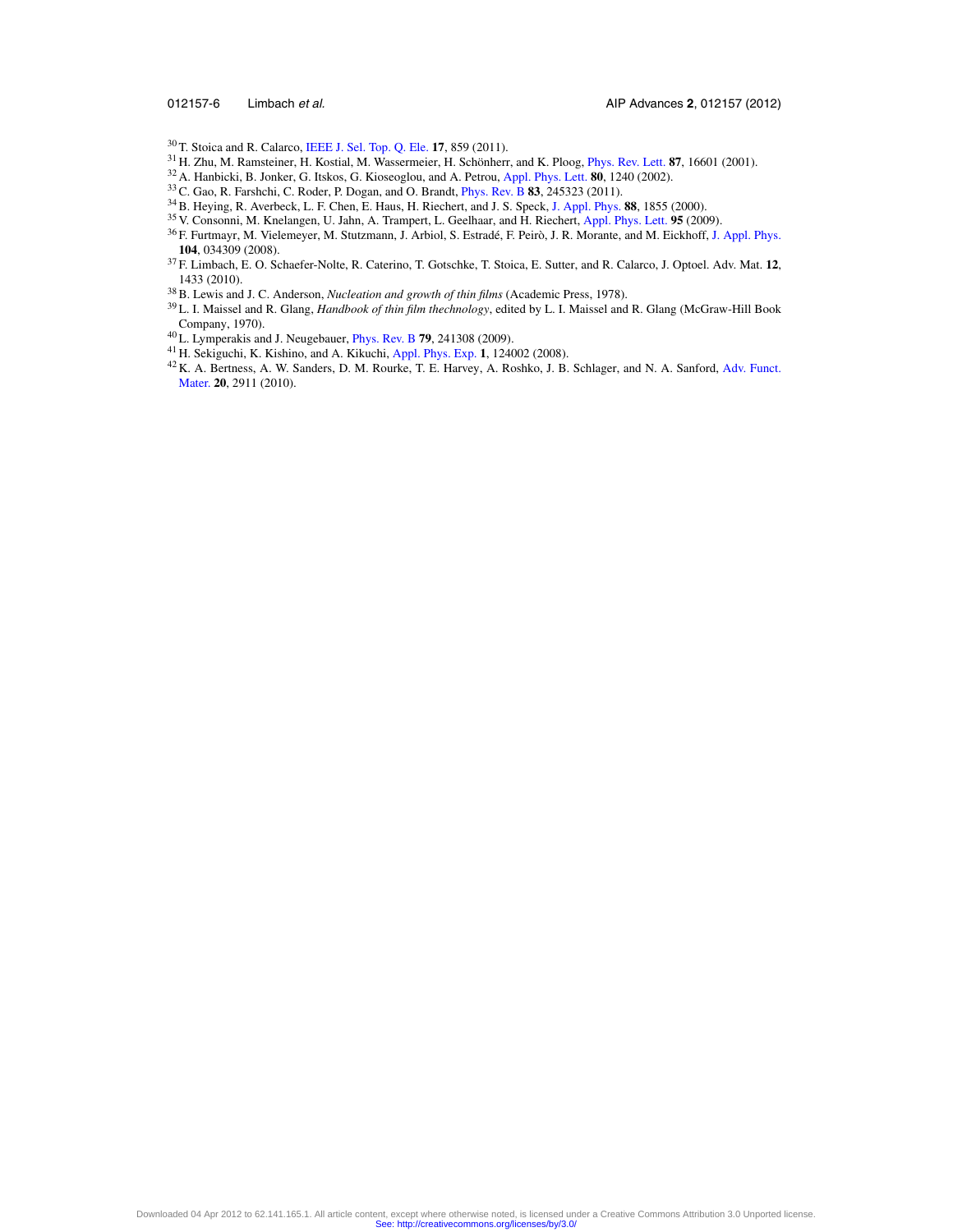[30] T. Stoica and R. Calarco, IEEE J. Sel. Top. Q. Ele. **17**, 859 (2011).

[31] H. Zhu, M. Ramsteiner, H. Kostial, M. Wassermeier, H. Schönherr, and K. Ploog, Phys. Rev. Lett. **87**, 16601 (2001).

[32] A. Hanbicki, B. Jonker, G. Itskos, G. Kioseoglou, and A. Petrou, Appl. Phys. Lett. **80**, 1240 (2002).

[33] C. Gao, R. Farshchi, C. Roder, P. Dogan, and O. Brandt, Phys. Rev. B **83**, 245323 (2011).

[34] B. Heying, R. Averbeck, L. F. Chen, E. Haus, H. Riechert, and J. S. Speck, J. Appl. Phys. **88**, 1855 (2000).

[35] V. Consonni, M. Knelangen, U. Jahn, A. Trampert, L. Geelhaar, and H. Riechert, Appl. Phys. Lett. **95** (2009).

[36] F. Furtmayr, M. Vielemeyer, M. Stutzmann, J. Arbiol, S. Estradé, F. Peirò, J. R. Morante, and M. Eickhoff, J. Appl. Phys. **104**, 034309 (2008).

[37] F. Limbach, E. O. Schaefer-Nolte, R. Caterino, T. Gotschke, T. Stoica, E. Sutter, and R. Calarco, J. Optoel. Adv. Mat. **12**, 1433 (2010).

[38] B. Lewis and J. C. Anderson, *Nucleation and growth of thin films* (Academic Press, 1978).

[39] L. I. Maissel and R. Glang, *Handbook of thin film thechnology*, edited by L. I. Maissel and R. Glang (McGraw-Hill Book Company, 1970).

[40] L. Lymperakis and J. Neugebauer, Phys. Rev. B **79**, 241308 (2009).

[41] H. Sekiguchi, K. Kishino, and A. Kikuchi, Appl. Phys. Exp. **1**, 124002 (2008).

[42] K. A. Bertness, A. W. Sanders, D. M. Rourke, T. E. Harvey, A. Roshko, J. B. Schlager, and N. A. Sanford, Adv. Funct. Mater. **20**, 2911 (2010).